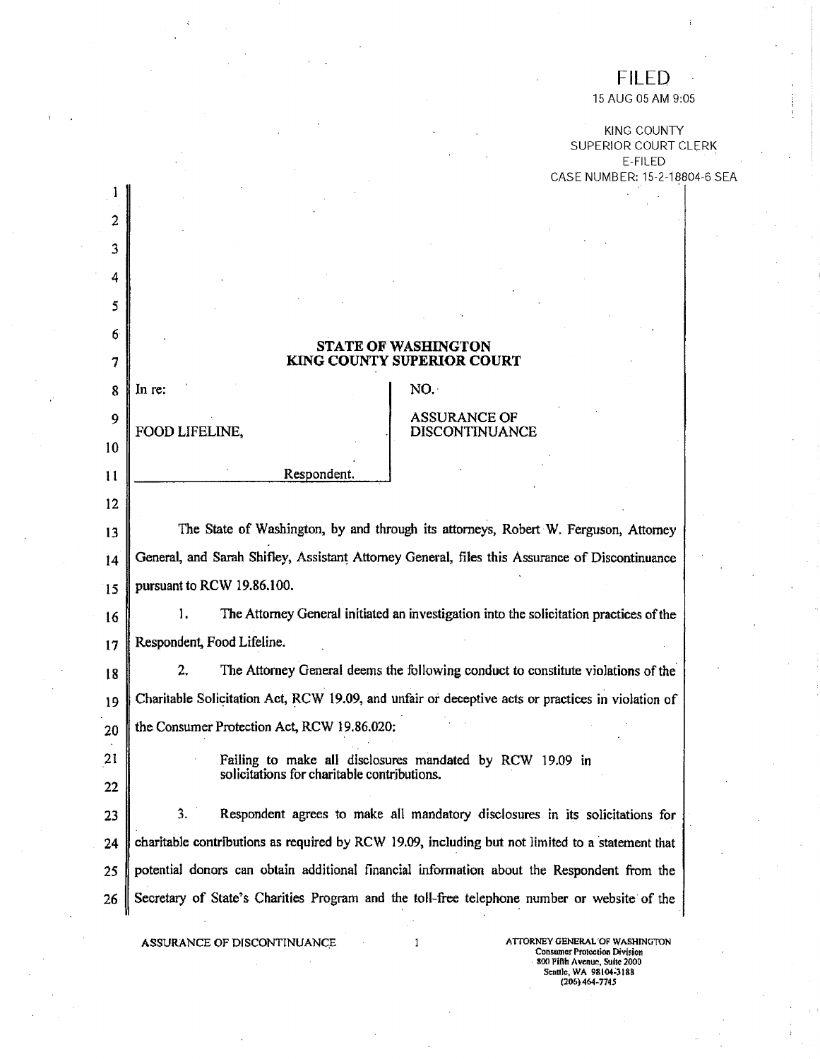FILED
15 AUG 05 AM 9:05

KING COUNTY
SUPERIOR COURT CLERK
E-FILED
CASE NUMBER: 15-2-18804-6 SEA

## STATE OF WASHINGTON
## KING COUNTY SUPERIOR COURT

| In re: FOOD LIFELINE, Respondent. | NO. ASSURANCE OF DISCONTINUANCE |
|---|---|

The State of Washington, by and through its attorneys, Robert W. Ferguson, Attorney General, and Sarah Shifley, Assistant Attorney General, files this Assurance of Discontinuance pursuant to RCW 19.86.100.

1. The Attorney General initiated an investigation into the solicitation practices of the Respondent, Food Lifeline.

2. The Attorney General deems the following conduct to constitute violations of the Charitable Solicitation Act, RCW 19.09, and unfair or deceptive acts or practices in violation of the Consumer Protection Act, RCW 19.86.020:

> Failing to make all disclosures mandated by RCW 19.09 in solicitations for charitable contributions.

3. Respondent agrees to make all mandatory disclosures in its solicitations for charitable contributions as required by RCW 19.09, including but not limited to a statement that potential donors can obtain additional financial information about the Respondent from the Secretary of State's Charities Program and the toll-free telephone number or website of the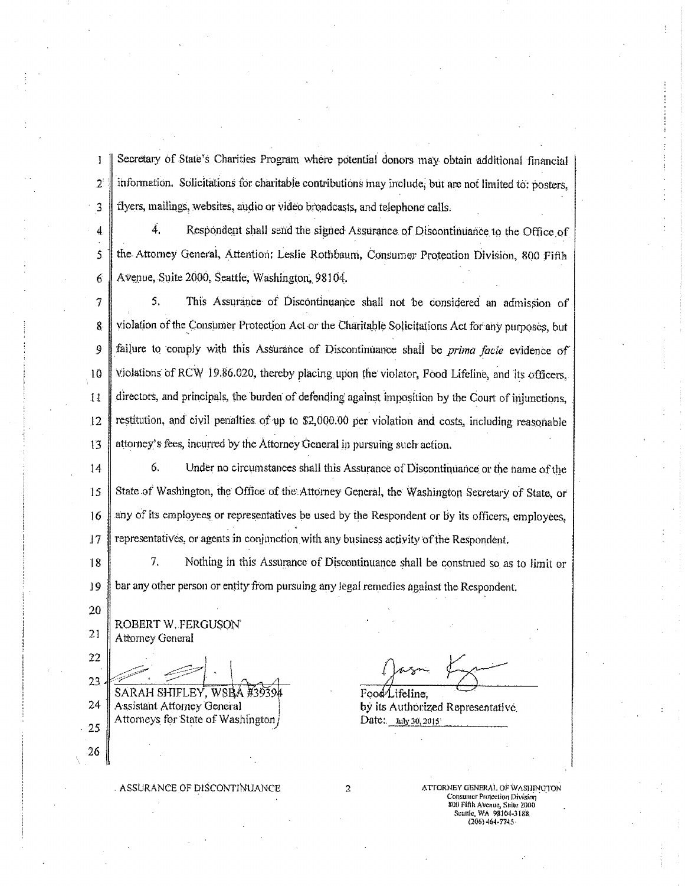Secretary of State's Charities Program where potential donors may obtain additional financial information. Solicitations for charitable contributions may include, but are not limited to: posters, flyers, mailings, websites, audio or video broadcasts, and telephone calls.

4. Respondent shall send the signed Assurance of Discontinuance to the Office of the Attorney General, Attention: Leslie Rothbaum, Consumer Protection Division, 800 Fifth Avenue, Suite 2000, Seattle, Washington, 98104.

5. This Assurance of Discontinuance shall not be considered an admission of violation of the Consumer Protection Act or the Charitable Solicitations Act for any purposes, but failure to comply with this Assurance of Discontinuance shall be *prima facie* evidence of violations of RCW 19.86.020, thereby placing upon the violator, Food Lifeline, and its officers, directors, and principals, the burden of defending against imposition by the Court of injunctions, restitution, and civil penalties of up to $2,000.00 per violation and costs, including reasonable attorney's fees, incurred by the Attorney General in pursuing such action.

6. Under no circumstances shall this Assurance of Discontinuance or the name of the State of Washington, the Office of the Attorney General, the Washington Secretary of State, or any of its employees or representatives be used by the Respondent or by its officers, employees, representatives, or agents in conjunction with any business activity of the Respondent.

7. Nothing in this Assurance of Discontinuance shall be construed so as to limit or bar any other person or entity from pursuing any legal remedies against the Respondent.

ROBERT W. FERGUSON
Attorney General

SARAH SHIFLEY, WSBA #39394
Assistant Attorney General
Attorneys for State of Washington

Food Lifeline,
by its Authorized Representative
Date: July 30, 2015

ASSURANCE OF DISCONTINUANCE

ATTORNEY GENERAL OF WASHINGTON
Consumer Protection Division
800 Fifth Avenue, Suite 2000
Seattle, WA 98104-3188
(206) 464-7745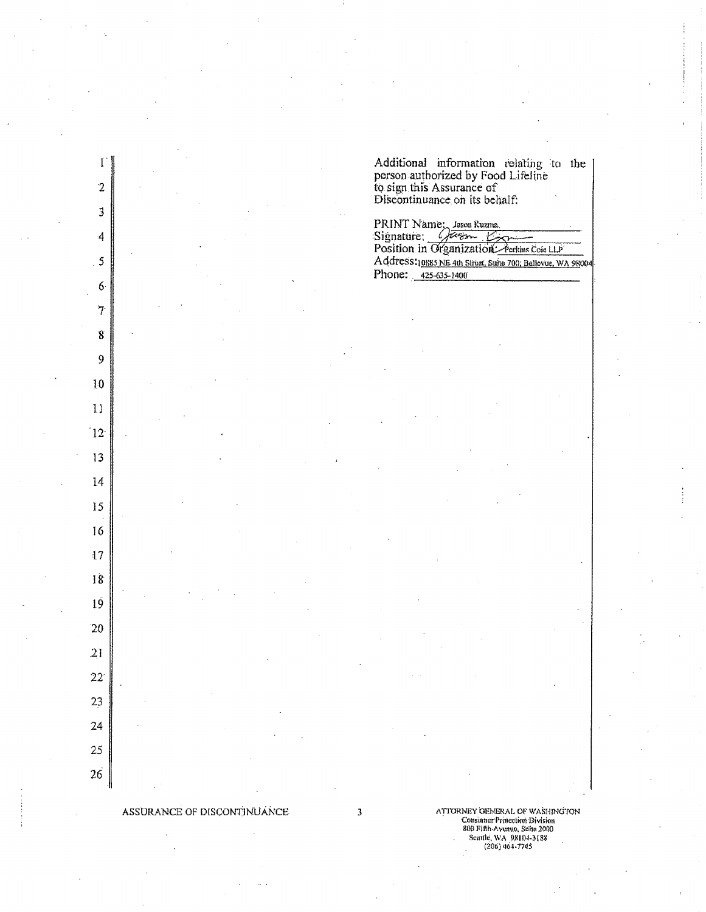Additional information relating to the person authorized by Food Lifeline to sign this Assurance of Discontinuance on its behalf:

PRINT Name: Jason Kuzma

Signature: Jason Kuzma

Position in Organization: Perkins Coie LLP

Address: 10885 NE 4th Street, Suite 700, Bellevue, WA 98004

Phone: 425-635-1400